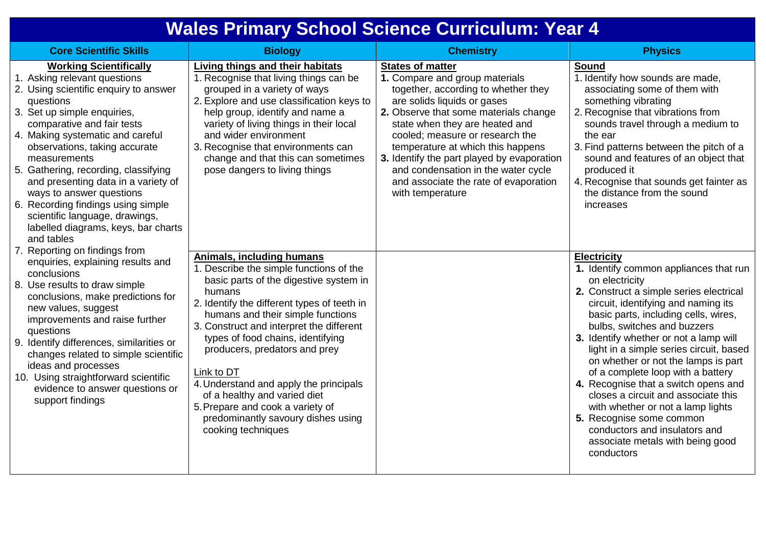# Wales Primary School Science Curriculum: Year 4

| Core Scientific Skills | Biology | Chemistry | Physics |
|---|---|---|---|
| **Working Scientifically**<br>1. Asking relevant questions<br>2. Using scientific enquiry to answer questions<br>3. Set up simple enquiries, comparative and fair tests<br>4. Making systematic and careful observations, taking accurate measurements<br>5. Gathering, recording, classifying and presenting data in a variety of ways to answer questions<br>6. Recording findings using simple scientific language, drawings, labelled diagrams, keys, bar charts and tables<br>7. Reporting on findings from enquiries, explaining results and conclusions<br>8. Use results to draw simple conclusions, make predictions for new values, suggest improvements and raise further questions<br>9. Identify differences, similarities or changes related to simple scientific ideas and processes<br>10. Using straightforward scientific evidence to answer questions or support findings | **Living things and their habitats**<br>1. Recognise that living things can be grouped in a variety of ways<br>2. Explore and use classification keys to help group, identify and name a variety of living things in their local and wider environment<br>3. Recognise that environments can change and that this can sometimes pose dangers to living things | **States of matter**<br>**1.** Compare and group materials together, according to whether they are solids liquids or gases<br>**2.** Observe that some materials change state when they are heated and cooled; measure or research the temperature at which this happens<br>**3.** Identify the part played by evaporation and condensation in the water cycle and associate the rate of evaporation with temperature | **Sound**<br>1. Identify how sounds are made, associating some of them with something vibrating<br>2. Recognise that vibrations from sounds travel through a medium to the ear<br>3. Find patterns between the pitch of a sound and features of an object that produced it<br>4. Recognise that sounds get fainter as the distance from the sound increases |
| | **Animals, including humans**<br>1. Describe the simple functions of the basic parts of the digestive system in humans<br>2. Identify the different types of teeth in humans and their simple functions<br>3. Construct and interpret the different types of food chains, identifying producers, predators and prey<br><br>Link to DT<br>4. Understand and apply the principals of a healthy and varied diet<br>5. Prepare and cook a variety of predominantly savoury dishes using cooking techniques | | **Electricity**<br>**1.** Identify common appliances that run on electricity<br>**2.** Construct a simple series electrical circuit, identifying and naming its basic parts, including cells, wires, bulbs, switches and buzzers<br>**3.** Identify whether or not a lamp will light in a simple series circuit, based on whether or not the lamps is part of a complete loop with a battery<br>**4.** Recognise that a switch opens and closes a circuit and associate this with whether or not a lamp lights<br>**5.** Recognise some common conductors and insulators and associate metals with being good conductors |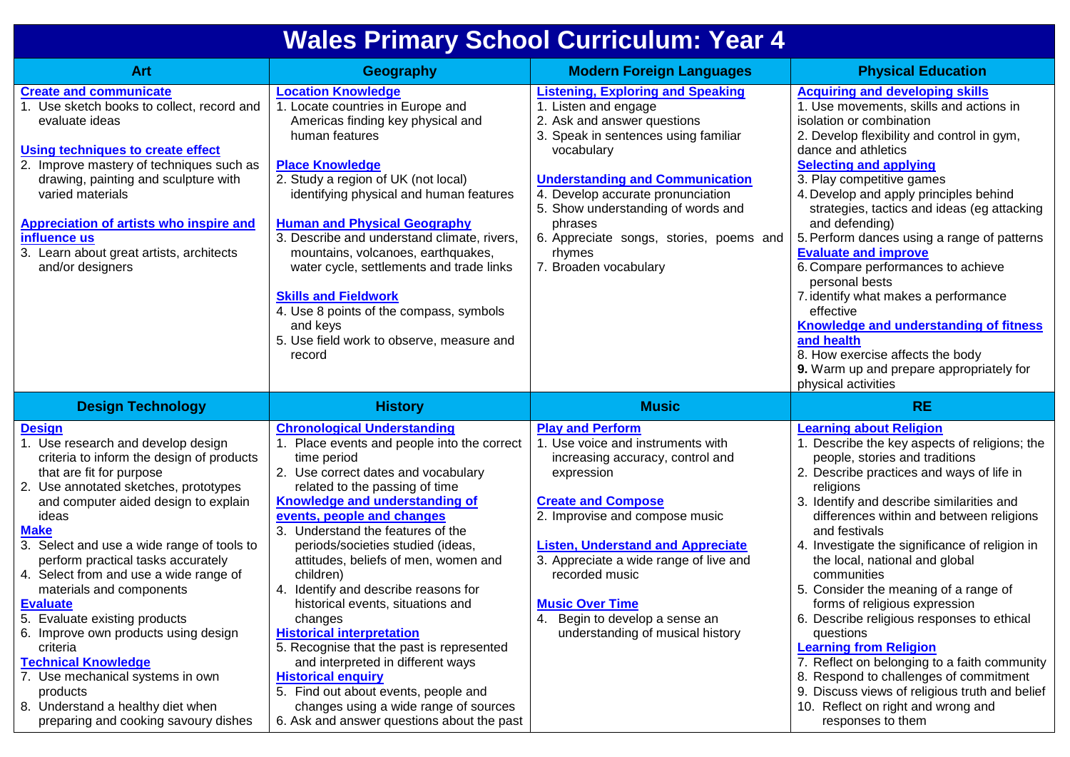# Wales Primary School Curriculum: Year 4

## Art

**Create and communicate**

1. Use sketch books to collect, record and evaluate ideas

**Using techniques to create effect**

2. Improve mastery of techniques such as drawing, painting and sculpture with varied materials

**Appreciation of artists who inspire and influence us**

3. Learn about great artists, architects and/or designers

## Geography

**Location Knowledge**

1. Locate countries in Europe and Americas finding key physical and human features

**Place Knowledge**

2. Study a region of UK (not local) identifying physical and human features

**Human and Physical Geography**

3. Describe and understand climate, rivers, mountains, volcanoes, earthquakes, water cycle, settlements and trade links

**Skills and Fieldwork**

4. Use 8 points of the compass, symbols and keys
5. Use field work to observe, measure and record

## Modern Foreign Languages

**Listening, Exploring and Speaking**

1. Listen and engage
2. Ask and answer questions
3. Speak in sentences using familiar vocabulary

**Understanding and Communication**

4. Develop accurate pronunciation
5. Show understanding of words and phrases
6. Appreciate songs, stories, poems and rhymes
7. Broaden vocabulary

## Physical Education

**Acquiring and developing skills**

1. Use movements, skills and actions in isolation or combination
2. Develop flexibility and control in gym, dance and athletics

**Selecting and applying**

3. Play competitive games
4. Develop and apply principles behind strategies, tactics and ideas (eg attacking and defending)
5. Perform dances using a range of patterns

**Evaluate and improve**

6. Compare performances to achieve personal bests
7. identify what makes a performance effective

**Knowledge and understanding of fitness and health**

8. How exercise affects the body
9. Warm up and prepare appropriately for physical activities

## Design Technology

**Design**

1. Use research and develop design criteria to inform the design of products that are fit for purpose
2. Use annotated sketches, prototypes and computer aided design to explain ideas

**Make**

3. Select and use a wide range of tools to perform practical tasks accurately
4. Select from and use a wide range of materials and components

**Evaluate**

5. Evaluate existing products
6. Improve own products using design criteria

**Technical Knowledge**

7. Use mechanical systems in own products
8. Understand a healthy diet when preparing and cooking savoury dishes

## History

**Chronological Understanding**

1. Place events and people into the correct time period
2. Use correct dates and vocabulary related to the passing of time

**Knowledge and understanding of events, people and changes**

3. Understand the features of the periods/societies studied (ideas, attitudes, beliefs of men, women and children)
4. Identify and describe reasons for historical events, situations and changes

**Historical interpretation**

5. Recognise that the past is represented and interpreted in different ways

**Historical enquiry**

5. Find out about events, people and changes using a wide range of sources
6. Ask and answer questions about the past

## Music

**Play and Perform**

1. Use voice and instruments with increasing accuracy, control and expression

**Create and Compose**

2. Improvise and compose music

**Listen, Understand and Appreciate**

3. Appreciate a wide range of live and recorded music

**Music Over Time**

4. Begin to develop a sense an understanding of musical history

## RE

**Learning about Religion**

1. Describe the key aspects of religions; the people, stories and traditions
2. Describe practices and ways of life in religions
3. Identify and describe similarities and differences within and between religions and festivals
4. Investigate the significance of religion in the local, national and global communities
5. Consider the meaning of a range of forms of religious expression
6. Describe religious responses to ethical questions

**Learning from Religion**

7. Reflect on belonging to a faith community
8. Respond to challenges of commitment
9. Discuss views of religious truth and belief
10. Reflect on right and wrong and responses to them